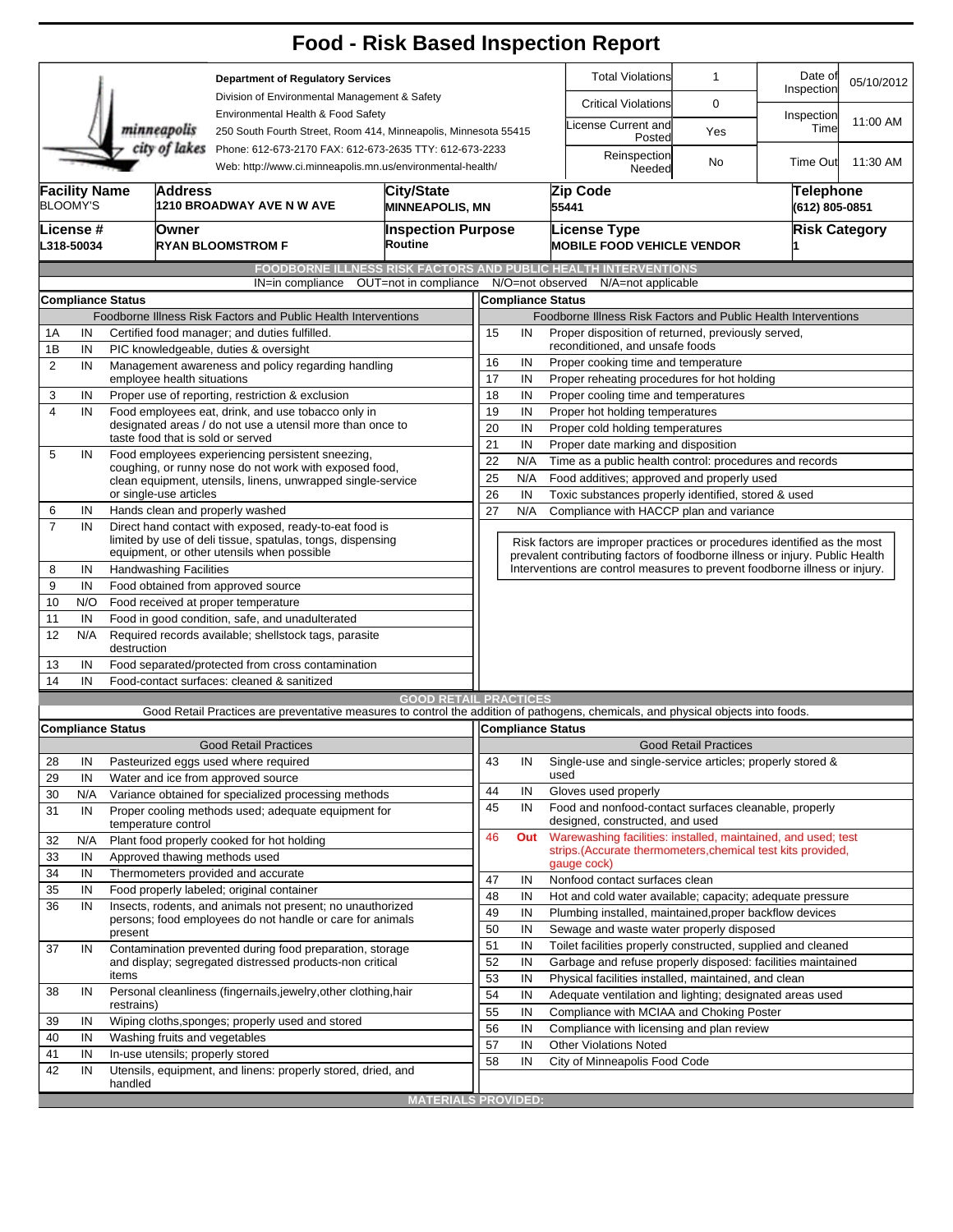# Food - Risk Based Inspection Report

**Department of Regulatory Services**
Division of Environmental Management & Safety
Environmental Health & Food Safety
250 South Fourth Street, Room 414, Minneapolis, Minnesota 55415
Phone: 612-673-2170 FAX: 612-673-2635 TTY: 612-673-2233
Web: http://www.ci.minneapolis.mn.us/environmental-health/

| | | | |
|---|---|---|---|
| Total Violations | 1 | Date of Inspection | 05/10/2012 |
| Critical Violations | 0 | Inspection Time | 11:00 AM |
| License Current and Posted | Yes | | |
| Reinspection Needed | No | Time Out | 11:30 AM |

| Facility Name | Address | City/State | Zip Code | Telephone |
|---|---|---|---|---|
| BLOOMY'S | 1210 BROADWAY AVE N W AVE | MINNEAPOLIS, MN | 55441 | (612) 805-0851 |

| License # | Owner | Inspection Purpose | License Type | Risk Category |
|---|---|---|---|---|
| L318-50034 | RYAN BLOOMSTROM F | Routine | MOBILE FOOD VEHICLE VENDOR | 1 |

## FOODBORNE ILLNESS RISK FACTORS AND PUBLIC HEALTH INTERVENTIONS

IN=in compliance OUT=not in compliance N/O=not observed N/A=not applicable

**Compliance Status** — Foodborne Illness Risk Factors and Public Health Interventions

| # | Status | Item |
|---|---|---|
| 1A | IN | Certified food manager; and duties fulfilled. |
| 1B | IN | PIC knowledgeable, duties & oversight |
| 2 | IN | Management awareness and policy regarding handling employee health situations |
| 3 | IN | Proper use of reporting, restriction & exclusion |
| 4 | IN | Food employees eat, drink, and use tobacco only in designated areas / do not use a utensil more than once to taste food that is sold or served |
| 5 | IN | Food employees experiencing persistent sneezing, coughing, or runny nose do not work with exposed food, clean equipment, utensils, linens, unwrapped single-service or single-use articles |
| 6 | IN | Hands clean and properly washed |
| 7 | IN | Direct hand contact with exposed, ready-to-eat food is limited by use of deli tissue, spatulas, tongs, dispensing equipment, or other utensils when possible |
| 8 | IN | Handwashing Facilities |
| 9 | IN | Food obtained from approved source |
| 10 | N/O | Food received at proper temperature |
| 11 | IN | Food in good condition, safe, and unadulterated |
| 12 | N/A | Required records available; shellstock tags, parasite destruction |
| 13 | IN | Food separated/protected from cross contamination |
| 14 | IN | Food-contact surfaces: cleaned & sanitized |
| 15 | IN | Proper disposition of returned, previously served, reconditioned, and unsafe foods |
| 16 | IN | Proper cooking time and temperature |
| 17 | IN | Proper reheating procedures for hot holding |
| 18 | IN | Proper cooling time and temperatures |
| 19 | IN | Proper hot holding temperatures |
| 20 | IN | Proper cold holding temperatures |
| 21 | IN | Proper date marking and disposition |
| 22 | N/A | Time as a public health control: procedures and records |
| 25 | N/A | Food additives; approved and properly used |
| 26 | IN | Toxic substances properly identified, stored & used |
| 27 | N/A | Compliance with HACCP plan and variance |

Risk factors are improper practices or procedures identified as the most prevalent contributing factors of foodborne illness or injury. Public Health Interventions are control measures to prevent foodborne illness or injury.

## GOOD RETAIL PRACTICES

Good Retail Practices are preventative measures to control the addition of pathogens, chemicals, and physical objects into foods.

**Compliance Status** — Good Retail Practices

| # | Status | Item |
|---|---|---|
| 28 | IN | Pasteurized eggs used where required |
| 29 | IN | Water and ice from approved source |
| 30 | N/A | Variance obtained for specialized processing methods |
| 31 | IN | Proper cooling methods used; adequate equipment for temperature control |
| 32 | N/A | Plant food properly cooked for hot holding |
| 33 | IN | Approved thawing methods used |
| 34 | IN | Thermometers provided and accurate |
| 35 | IN | Food properly labeled; original container |
| 36 | IN | Insects, rodents, and animals not present; no unauthorized persons; food employees do not handle or care for animals present |
| 37 | IN | Contamination prevented during food preparation, storage and display; segregated distressed products-non critical items |
| 38 | IN | Personal cleanliness (fingernails,jewelry,other clothing,hair restrains) |
| 39 | IN | Wiping cloths,sponges; properly used and stored |
| 40 | IN | Washing fruits and vegetables |
| 41 | IN | In-use utensils; properly stored |
| 42 | IN | Utensils, equipment, and linens: properly stored, dried, and handled |
| 43 | IN | Single-use and single-service articles; properly stored & used |
| 44 | IN | Gloves used properly |
| 45 | IN | Food and nonfood-contact surfaces cleanable, properly designed, constructed, and used |
| 46 | **Out** | Warewashing facilities: installed, maintained, and used; test strips.(Accurate thermometers,chemical test kits provided, gauge cock) |
| 47 | IN | Nonfood contact surfaces clean |
| 48 | IN | Hot and cold water available; capacity; adequate pressure |
| 49 | IN | Plumbing installed, maintained,proper backflow devices |
| 50 | IN | Sewage and waste water properly disposed |
| 51 | IN | Toilet facilities properly constructed, supplied and cleaned |
| 52 | IN | Garbage and refuse properly disposed: facilities maintained |
| 53 | IN | Physical facilities installed, maintained, and clean |
| 54 | IN | Adequate ventilation and lighting; designated areas used |
| 55 | IN | Compliance with MCIAA and Choking Poster |
| 56 | IN | Compliance with licensing and plan review |
| 57 | IN | Other Violations Noted |
| 58 | IN | City of Minneapolis Food Code |

## MATERIALS PROVIDED: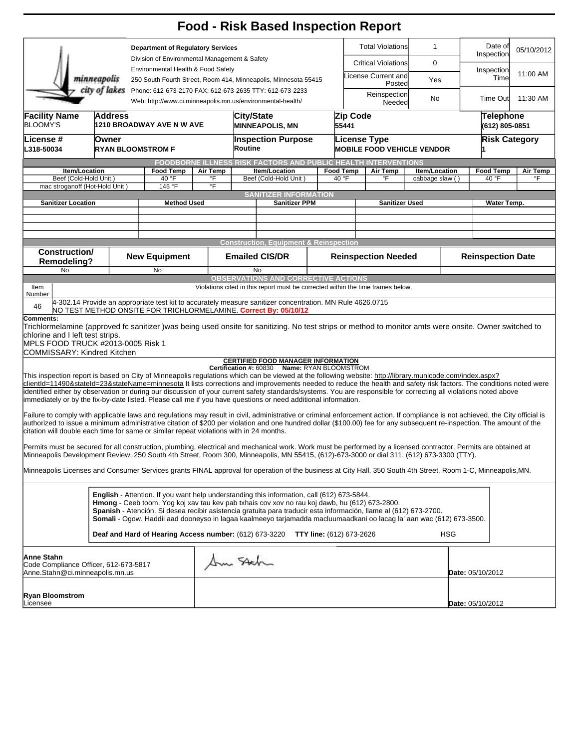# Food - Risk Based Inspection Report

**Department of Regulatory Services**
Division of Environmental Management & Safety
Environmental Health & Food Safety
250 South Fourth Street, Room 414, Minneapolis, Minnesota 55415
Phone: 612-673-2170 FAX: 612-673-2635 TTY: 612-673-2233
Web: http://www.ci.minneapolis.mn.us/environmental-health/

| | | | |
|---|---|---|---|
| Total Violations | 1 | Date of Inspection | 05/10/2012 |
| Critical Violations | 0 | Inspection Time | 11:00 AM |
| License Current and Posted | Yes | | |
| Reinspection Needed | No | Time Out | 11:30 AM |

| Facility Name | Address | City/State | Zip Code | Telephone |
|---|---|---|---|---|
| BLOOMY'S | 1210 BROADWAY AVE N W AVE | MINNEAPOLIS, MN | 55441 | (612) 805-0851 |

| License # | Owner | Inspection Purpose | License Type | Risk Category |
|---|---|---|---|---|
| L318-50034 | RYAN BLOOMSTROM F | Routine | MOBILE FOOD VEHICLE VENDOR | 1 |

## FOODBORNE ILLNESS RISK FACTORS AND PUBLIC HEALTH INTERVENTIONS

| Item/Location | Food Temp | Air Temp | Item/Location | Food Temp | Air Temp | Item/Location | Food Temp | Air Temp |
|---|---|---|---|---|---|---|---|---|
| Beef (Cold-Hold Unit ) | 40 °F | °F | Beef (Cold-Hold Unit ) | 40 °F | °F | cabbage slaw ( ) | 40 °F | °F |
| mac stroganoff (Hot-Hold Unit ) | 145 °F | °F | | | | | | |

## SANITIZER INFORMATION

| Sanitizer Location | Method Used | Sanitizer PPM | Sanitizer Used | Water Temp. |
|---|---|---|---|---|
| | | | | |

## Construction, Equipment & Reinspection

| Construction/ Remodeling? | New Equipment | Emailed CIS/DR | Reinspection Needed | Reinspection Date |
|---|---|---|---|---|
| No | No | No | | |

## OBSERVATIONS AND CORRECTIVE ACTIONS

| Item Number | Violations cited in this report must be corrected within the time frames below. |
|---|---|
| 46 | 4-302.14 Provide an appropriate test kit to accurately measure sanitizer concentration. MN Rule 4626.0715<br>NO TEST METHOD ONSITE FOR TRICHLORMELAMINE. **Correct By: 05/10/12** |

**Comments:**
Trichlormelamine (approved fc sanitizer )was being used onsite for sanitizing. No test strips or method to monitor amts were onsite. Owner switched to chlorine and I left test strips.
MPLS FOOD TRUCK #2013-0005 Risk 1
COMMISSARY: Kindred Kitchen

**CERTIFIED FOOD MANAGER INFORMATION**
**Certification #:** 60830 **Name:** RYAN BLOOMSTROM

This inspection report is based on City of Minneapolis regulations which can be viewed at the following website: http://library.municode.com/index.aspx?clientId=11490&stateId=23&stateName=minnesota It lists corrections and improvements needed to reduce the health and safety risk factors. The conditions noted were identified either by observation or during our discussion of your current safety standards/systems. You are responsible for correcting all violations noted above immediately or by the fix-by-date listed. Please call me if you have questions or need additional information.

Failure to comply with applicable laws and regulations may result in civil, administrative or criminal enforcement action. If compliance is not achieved, the City official is authorized to issue a minimum administrative citation of $200 per violation and one hundred dollar ($100.00) fee for any subsequent re-inspection. The amount of the citation will double each time for same or similar repeat violations with in 24 months.

Permits must be secured for all construction, plumbing, electrical and mechanical work. Work must be performed by a licensed contractor. Permits are obtained at Minneapolis Development Review, 250 South 4th Street, Room 300, Minneapolis, MN 55415, (612)-673-3000 or dial 311, (612) 673-3300 (TTY).

Minneapolis Licenses and Consumer Services grants FINAL approval for operation of the business at City Hall, 350 South 4th Street, Room 1-C, Minneapolis,MN.

**English** - Attention. If you want help understanding this information, call (612) 673-5844.
**Hmong** - Ceeb toom. Yog koj xav tau kev pab txhais cov xov no rau koj dawb, hu (612) 673-2800.
**Spanish** - Atención. Si desea recibir asistencia gratuita para traducir esta información, llame al (612) 673-2700.
**Somali** - Ogow. Haddii aad dooneyso in lagaa kaalmeeyo tarjamadda macluumaadkani oo lacag la' aan wac (612) 673-3500.

**Deaf and Hard of Hearing Access number:** (612) 673-3220 **TTY line:** (612) 673-2626 HSG

**Anne Stahn**
Code Compliance Officer, 612-673-5817
Anne.Stahn@ci.minneapolis.mn.us
**Date:** 05/10/2012

**Ryan Bloomstrom**
Licensee
**Date:** 05/10/2012